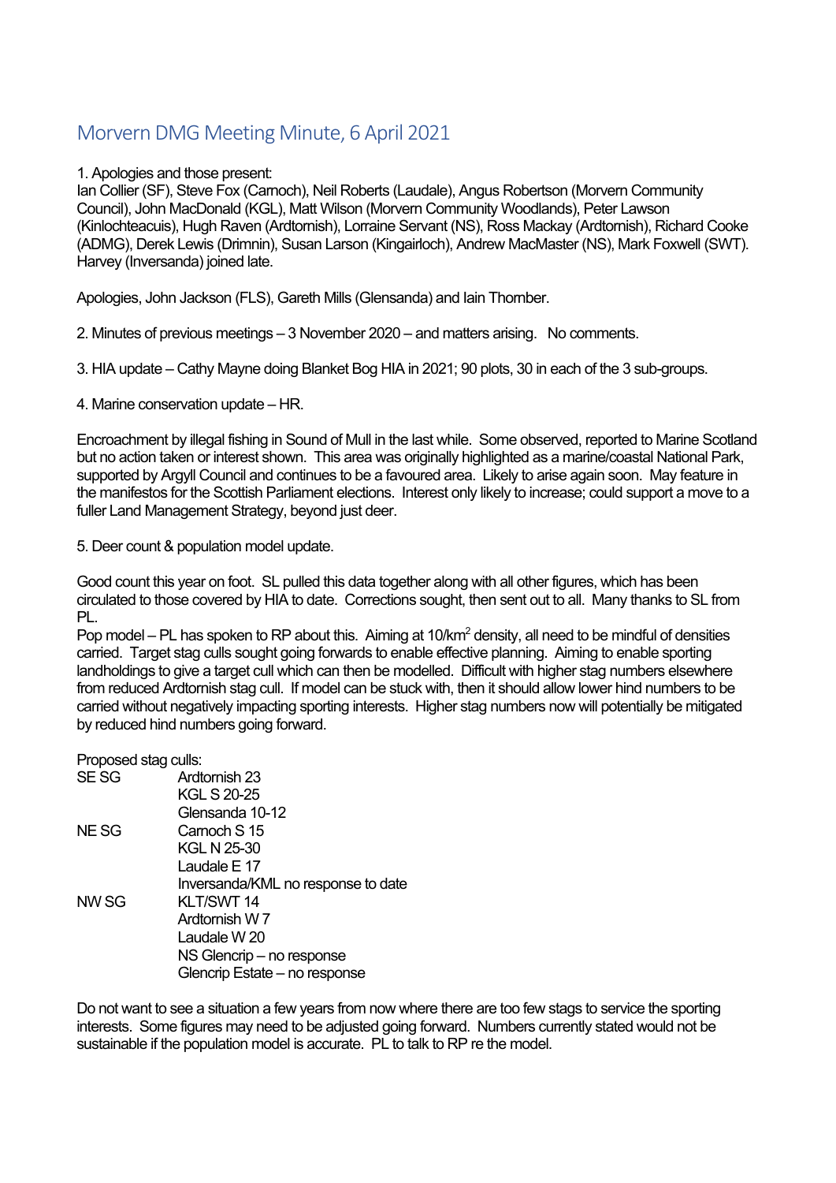# Morvern DMG Meeting Minute, 6 April 2021

1. Apologies and those present:
Ian Collier (SF), Steve Fox (Carnoch), Neil Roberts (Laudale), Angus Robertson (Morvern Community Council), John MacDonald (KGL), Matt Wilson (Morvern Community Woodlands), Peter Lawson (Kinlochteacuis), Hugh Raven (Ardtornish), Lorraine Servant (NS), Ross Mackay (Ardtornish), Richard Cooke (ADMG), Derek Lewis (Drimnin), Susan Larson (Kingairloch), Andrew MacMaster (NS), Mark Foxwell (SWT). Harvey (Inversanda) joined late.

Apologies, John Jackson (FLS), Gareth Mills (Glensanda) and Iain Thornber.

2. Minutes of previous meetings – 3 November 2020 – and matters arising. No comments.

3. HIA update – Cathy Mayne doing Blanket Bog HIA in 2021; 90 plots, 30 in each of the 3 sub-groups.

4. Marine conservation update – HR.

Encroachment by illegal fishing in Sound of Mull in the last while. Some observed, reported to Marine Scotland but no action taken or interest shown. This area was originally highlighted as a marine/coastal National Park, supported by Argyll Council and continues to be a favoured area. Likely to arise again soon. May feature in the manifestos for the Scottish Parliament elections. Interest only likely to increase; could support a move to a fuller Land Management Strategy, beyond just deer.

5. Deer count & population model update.

Good count this year on foot. SL pulled this data together along with all other figures, which has been circulated to those covered by HIA to date. Corrections sought, then sent out to all. Many thanks to SL from PL.
Pop model – PL has spoken to RP about this. Aiming at 10/km$^2$ density, all need to be mindful of densities carried. Target stag culls sought going forwards to enable effective planning. Aiming to enable sporting landholdings to give a target cull which can then be modelled. Difficult with higher stag numbers elsewhere from reduced Ardtornish stag cull. If model can be stuck with, then it should allow lower hind numbers to be carried without negatively impacting sporting interests. Higher stag numbers now will potentially be mitigated by reduced hind numbers going forward.

Proposed stag culls:

| | |
|---|---|
| SE SG | Ardtornish 23 |
| | KGL S 20-25 |
| | Glensanda 10-12 |
| NE SG | Carnoch S 15 |
| | KGL N 25-30 |
| | Laudale E 17 |
| | Inversanda/KML no response to date |
| NW SG | KLT/SWT 14 |
| | Ardtornish W 7 |
| | Laudale W 20 |
| | NS Glencrip – no response |
| | Glencrip Estate – no response |

Do not want to see a situation a few years from now where there are too few stags to service the sporting interests. Some figures may need to be adjusted going forward. Numbers currently stated would not be sustainable if the population model is accurate. PL to talk to RP re the model.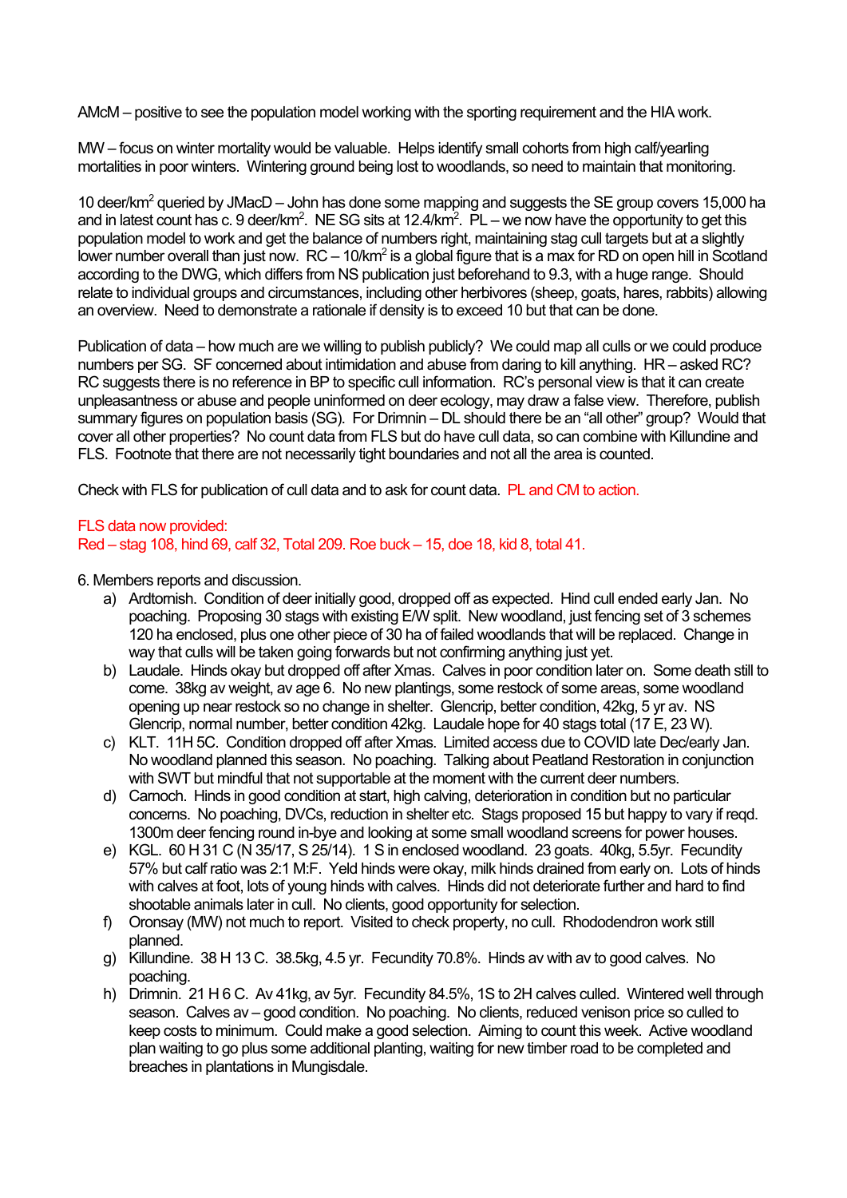AMcM – positive to see the population model working with the sporting requirement and the HIA work.

MW – focus on winter mortality would be valuable. Helps identify small cohorts from high calf/yearling mortalities in poor winters. Wintering ground being lost to woodlands, so need to maintain that monitoring.

10 deer/km$^2$ queried by JMacD – John has done some mapping and suggests the SE group covers 15,000 ha and in latest count has c. 9 deer/km$^2$. NE SG sits at 12.4/km$^2$. PL – we now have the opportunity to get this population model to work and get the balance of numbers right, maintaining stag cull targets but at a slightly lower number overall than just now. RC – 10/km$^2$ is a global figure that is a max for RD on open hill in Scotland according to the DWG, which differs from NS publication just beforehand to 9.3, with a huge range. Should relate to individual groups and circumstances, including other herbivores (sheep, goats, hares, rabbits) allowing an overview. Need to demonstrate a rationale if density is to exceed 10 but that can be done.

Publication of data – how much are we willing to publish publicly? We could map all culls or we could produce numbers per SG. SF concerned about intimidation and abuse from daring to kill anything. HR – asked RC? RC suggests there is no reference in BP to specific cull information. RC's personal view is that it can create unpleasantness or abuse and people uninformed on deer ecology, may draw a false view. Therefore, publish summary figures on population basis (SG). For Drimnin – DL should there be an "all other" group? Would that cover all other properties? No count data from FLS but do have cull data, so can combine with Killundine and FLS. Footnote that there are not necessarily tight boundaries and not all the area is counted.

Check with FLS for publication of cull data and to ask for count data. PL and CM to action.

FLS data now provided:
Red – stag 108, hind 69, calf 32, Total 209. Roe buck – 15, doe 18, kid 8, total 41.

6. Members reports and discussion.

a) Ardtornish. Condition of deer initially good, dropped off as expected. Hind cull ended early Jan. No poaching. Proposing 30 stags with existing E/W split. New woodland, just fencing set of 3 schemes 120 ha enclosed, plus one other piece of 30 ha of failed woodlands that will be replaced. Change in way that culls will be taken going forwards but not confirming anything just yet.
b) Laudale. Hinds okay but dropped off after Xmas. Calves in poor condition later on. Some death still to come. 38kg av weight, av age 6. No new plantings, some restock of some areas, some woodland opening up near restock so no change in shelter. Glencrip, better condition, 42kg, 5 yr av. NS Glencrip, normal number, better condition 42kg. Laudale hope for 40 stags total (17 E, 23 W).
c) KLT. 11H 5C. Condition dropped off after Xmas. Limited access due to COVID late Dec/early Jan. No woodland planned this season. No poaching. Talking about Peatland Restoration in conjunction with SWT but mindful that not supportable at the moment with the current deer numbers.
d) Carnoch. Hinds in good condition at start, high calving, deterioration in condition but no particular concerns. No poaching, DVCs, reduction in shelter etc. Stags proposed 15 but happy to vary if reqd. 1300m deer fencing round in-bye and looking at some small woodland screens for power houses.
e) KGL. 60 H 31 C (N 35/17, S 25/14). 1 S in enclosed woodland. 23 goats. 40kg, 5.5yr. Fecundity 57% but calf ratio was 2:1 M:F. Yeld hinds were okay, milk hinds drained from early on. Lots of hinds with calves at foot, lots of young hinds with calves. Hinds did not deteriorate further and hard to find shootable animals later in cull. No clients, good opportunity for selection.
f) Oronsay (MW) not much to report. Visited to check property, no cull. Rhododendron work still planned.
g) Killundine. 38 H 13 C. 38.5kg, 4.5 yr. Fecundity 70.8%. Hinds av with av to good calves. No poaching.
h) Drimnin. 21 H 6 C. Av 41kg, av 5yr. Fecundity 84.5%, 1S to 2H calves culled. Wintered well through season. Calves av – good condition. No poaching. No clients, reduced venison price so culled to keep costs to minimum. Could make a good selection. Aiming to count this week. Active woodland plan waiting to go plus some additional planting, waiting for new timber road to be completed and breaches in plantations in Mungisdale.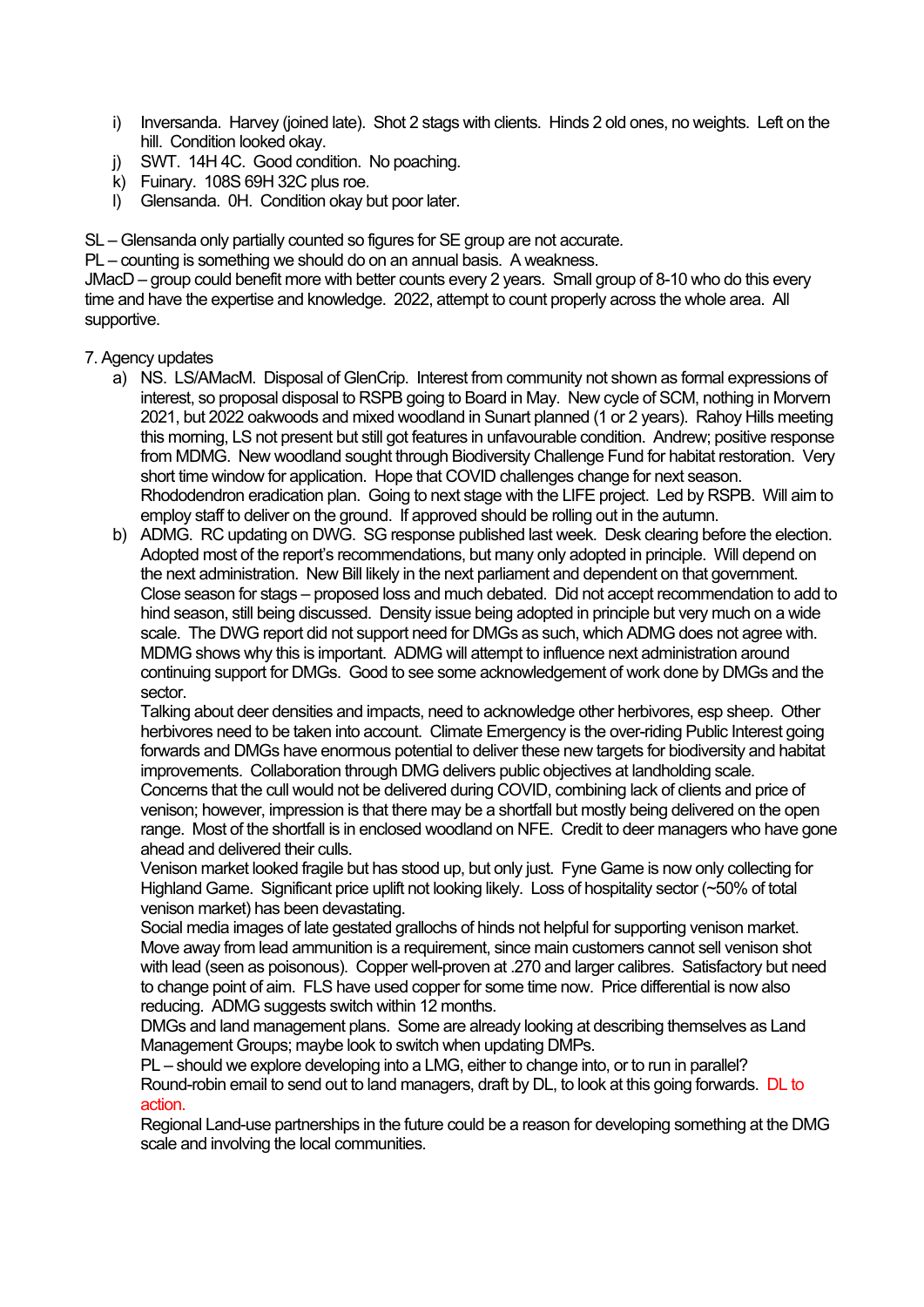i) Inversanda. Harvey (joined late). Shot 2 stags with clients. Hinds 2 old ones, no weights. Left on the hill. Condition looked okay.
j) SWT. 14H 4C. Good condition. No poaching.
k) Fuinary. 108S 69H 32C plus roe.
l) Glensanda. 0H. Condition okay but poor later.

SL – Glensanda only partially counted so figures for SE group are not accurate.
PL – counting is something we should do on an annual basis. A weakness.
JMacD – group could benefit more with better counts every 2 years. Small group of 8-10 who do this every time and have the expertise and knowledge. 2022, attempt to count properly across the whole area. All supportive.

7. Agency updates

a) NS. LS/AMacM. Disposal of GlenCrip. Interest from community not shown as formal expressions of interest, so proposal disposal to RSPB going to Board in May. New cycle of SCM, nothing in Morvern 2021, but 2022 oakwoods and mixed woodland in Sunart planned (1 or 2 years). Rahoy Hills meeting this morning, LS not present but still got features in unfavourable condition. Andrew; positive response from MDMG. New woodland sought through Biodiversity Challenge Fund for habitat restoration. Very short time window for application. Hope that COVID challenges change for next season. Rhododendron eradication plan. Going to next stage with the LIFE project. Led by RSPB. Will aim to employ staff to deliver on the ground. If approved should be rolling out in the autumn.
b) ADMG. RC updating on DWG. SG response published last week. Desk clearing before the election. Adopted most of the report's recommendations, but many only adopted in principle. Will depend on the next administration. New Bill likely in the next parliament and dependent on that government. Close season for stags – proposed loss and much debated. Did not accept recommendation to add to hind season, still being discussed. Density issue being adopted in principle but very much on a wide scale. The DWG report did not support need for DMGs as such, which ADMG does not agree with. MDMG shows why this is important. ADMG will attempt to influence next administration around continuing support for DMGs. Good to see some acknowledgement of work done by DMGs and the sector.
   Talking about deer densities and impacts, need to acknowledge other herbivores, esp sheep. Other herbivores need to be taken into account. Climate Emergency is the over-riding Public Interest going forwards and DMGs have enormous potential to deliver these new targets for biodiversity and habitat improvements. Collaboration through DMG delivers public objectives at landholding scale.
   Concerns that the cull would not be delivered during COVID, combining lack of clients and price of venison; however, impression is that there may be a shortfall but mostly being delivered on the open range. Most of the shortfall is in enclosed woodland on NFE. Credit to deer managers who have gone ahead and delivered their culls.
   Venison market looked fragile but has stood up, but only just. Fyne Game is now only collecting for Highland Game. Significant price uplift not looking likely. Loss of hospitality sector (~50% of total venison market) has been devastating.
   Social media images of late gestated grallochs of hinds not helpful for supporting venison market. Move away from lead ammunition is a requirement, since main customers cannot sell venison shot with lead (seen as poisonous). Copper well-proven at .270 and larger calibres. Satisfactory but need to change point of aim. FLS have used copper for some time now. Price differential is now also reducing. ADMG suggests switch within 12 months.
   DMGs and land management plans. Some are already looking at describing themselves as Land Management Groups; maybe look to switch when updating DMPs.
   PL – should we explore developing into a LMG, either to change into, or to run in parallel?
   Round-robin email to send out to land managers, draft by DL, to look at this going forwards. DL to action.
   Regional Land-use partnerships in the future could be a reason for developing something at the DMG scale and involving the local communities.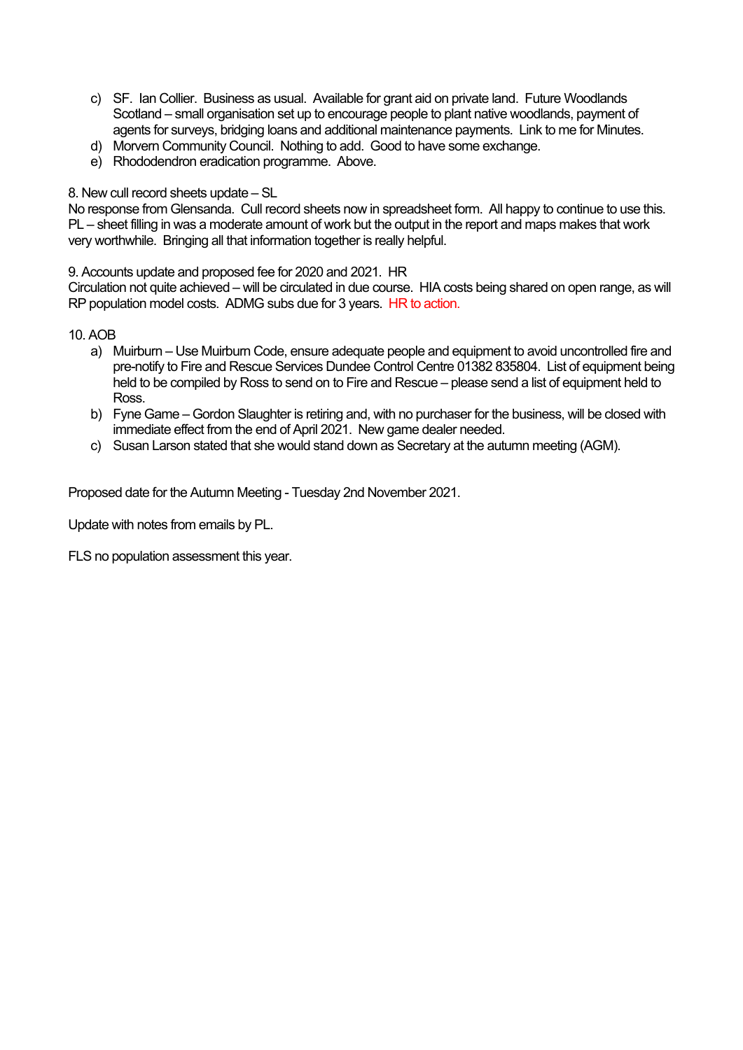c) SF. Ian Collier. Business as usual. Available for grant aid on private land. Future Woodlands Scotland – small organisation set up to encourage people to plant native woodlands, payment of agents for surveys, bridging loans and additional maintenance payments. Link to me for Minutes.
d) Morvern Community Council. Nothing to add. Good to have some exchange.
e) Rhododendron eradication programme. Above.

8. New cull record sheets update – SL

No response from Glensanda. Cull record sheets now in spreadsheet form. All happy to continue to use this. PL – sheet filling in was a moderate amount of work but the output in the report and maps makes that work very worthwhile. Bringing all that information together is really helpful.

9. Accounts update and proposed fee for 2020 and 2021. HR

Circulation not quite achieved – will be circulated in due course. HIA costs being shared on open range, as will RP population model costs. ADMG subs due for 3 years. HR to action.

10. AOB

a) Muirburn – Use Muirburn Code, ensure adequate people and equipment to avoid uncontrolled fire and pre-notify to Fire and Rescue Services Dundee Control Centre 01382 835804. List of equipment being held to be compiled by Ross to send on to Fire and Rescue – please send a list of equipment held to Ross.
b) Fyne Game – Gordon Slaughter is retiring and, with no purchaser for the business, will be closed with immediate effect from the end of April 2021. New game dealer needed.
c) Susan Larson stated that she would stand down as Secretary at the autumn meeting (AGM).

Proposed date for the Autumn Meeting - Tuesday 2nd November 2021.

Update with notes from emails by PL.

FLS no population assessment this year.